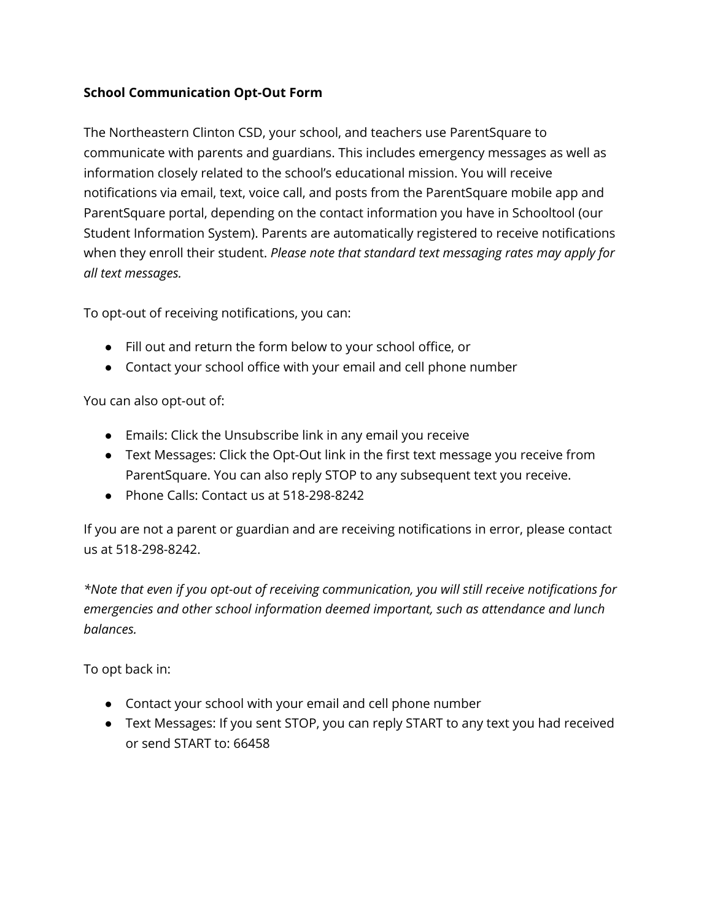**School Communication Opt-Out Form**

The Northeastern Clinton CSD, your school, and teachers use ParentSquare to communicate with parents and guardians. This includes emergency messages as well as information closely related to the school's educational mission. You will receive notifications via email, text, voice call, and posts from the ParentSquare mobile app and ParentSquare portal, depending on the contact information you have in Schooltool (our Student Information System). Parents are automatically registered to receive notifications when they enroll their student. *Please note that standard text messaging rates may apply for all text messages.*

To opt-out of receiving notifications, you can:

- Fill out and return the form below to your school office, or
- Contact your school office with your email and cell phone number

You can also opt-out of:

- Emails: Click the Unsubscribe link in any email you receive
- Text Messages: Click the Opt-Out link in the first text message you receive from ParentSquare. You can also reply STOP to any subsequent text you receive.
- Phone Calls: Contact us at 518-298-8242

If you are not a parent or guardian and are receiving notifications in error, please contact us at 518-298-8242.

*\*Note that even if you opt-out of receiving communication, you will still receive notifications for emergencies and other school information deemed important, such as attendance and lunch balances.*

To opt back in:

- Contact your school with your email and cell phone number
- Text Messages: If you sent STOP, you can reply START to any text you had received or send START to: 66458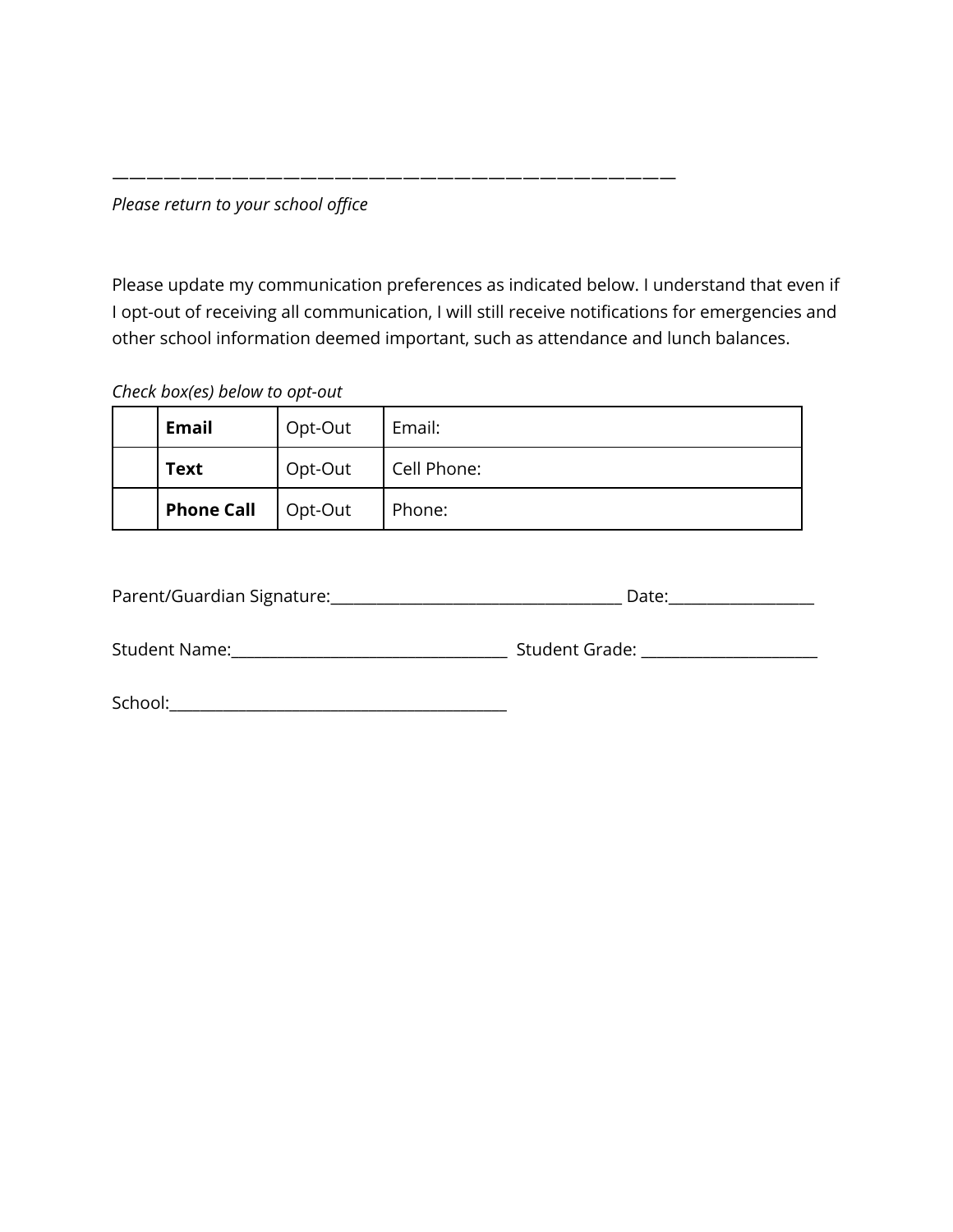———————————————————————————————————

*Please return to your school office*

Please update my communication preferences as indicated below. I understand that even if I opt-out of receiving all communication, I will still receive notifications for emergencies and other school information deemed important, such as attendance and lunch balances.

*Check box(es) below to opt-out*

| | | | |
|---|---|---|---|
| | **Email** | Opt-Out | Email: |
| | **Text** | Opt-Out | Cell Phone: |
| | **Phone Call** | Opt-Out | Phone: |

Parent/Guardian Signature:___________________________________ Date:_________________

Student Name:_________________________________ Student Grade: _____________________

School:________________________________________